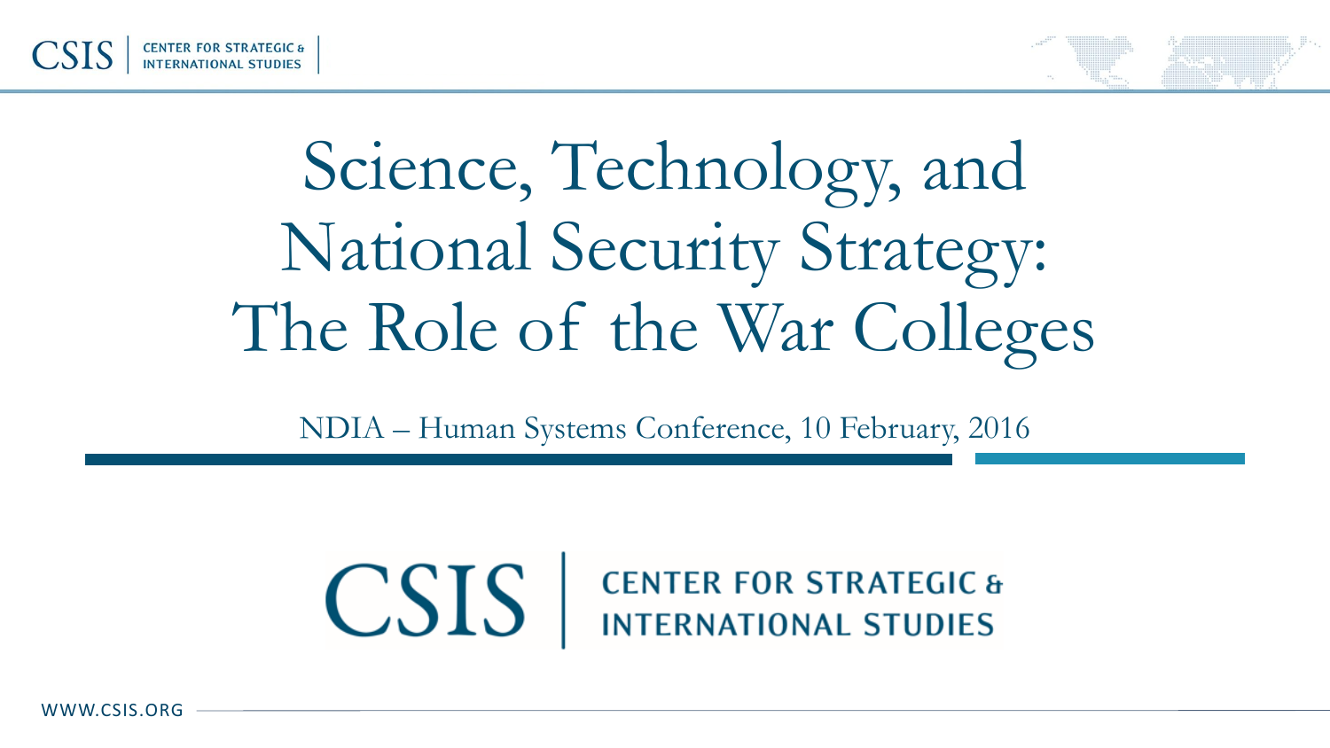# Science, Technology, and National Security Strategy: The Role of the War Colleges

NDIA – Human Systems Conference, 10 February, 2016

CSIS | CENTER FOR STRATEGIC & INTERNATIONAL STUDIES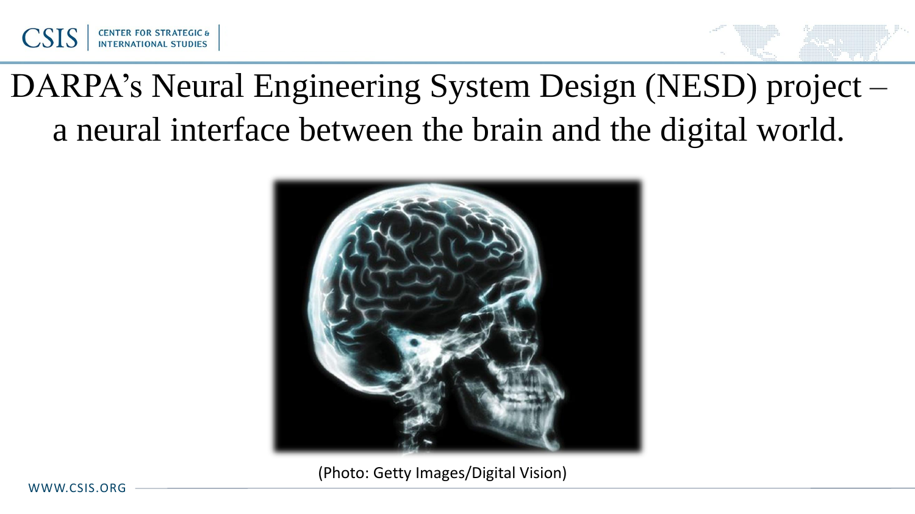# DARPA's Neural Engineering System Design (NESD) project – a neural interface between the brain and the digital world.

(Photo: Getty Images/Digital Vision)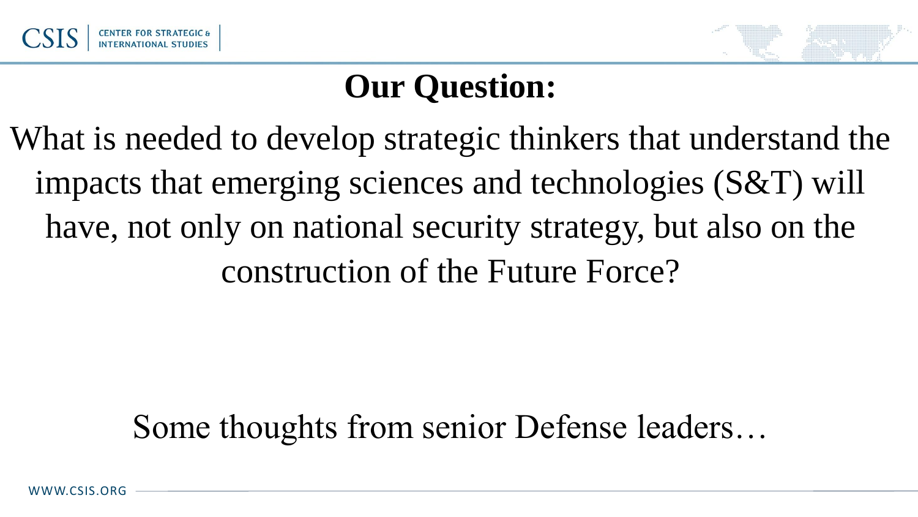# Our Question:

What is needed to develop strategic thinkers that understand the impacts that emerging sciences and technologies (S&T) will have, not only on national security strategy, but also on the construction of the Future Force?

Some thoughts from senior Defense leaders…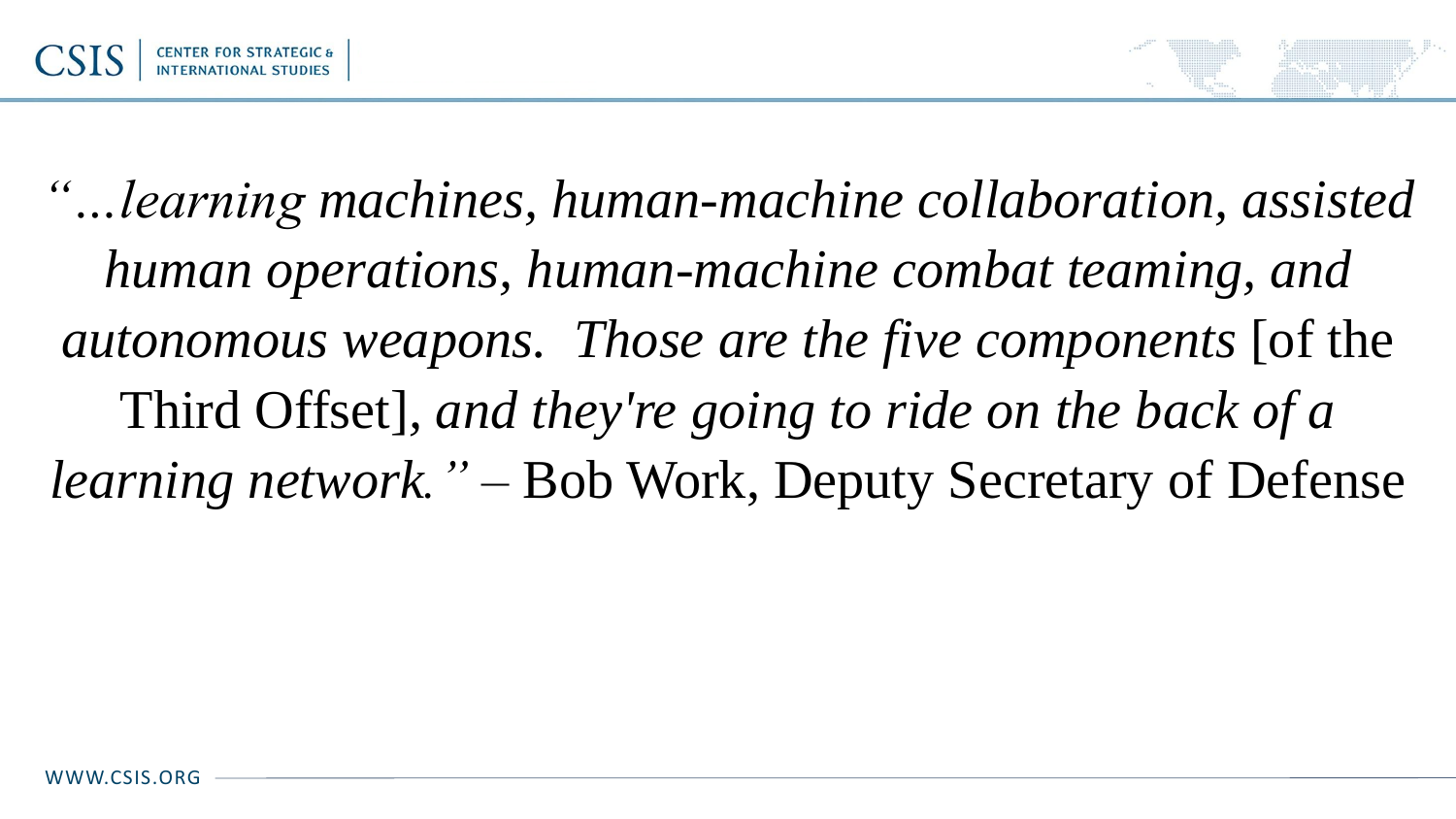*"...learning machines, human-machine collaboration, assisted human operations, human-machine combat teaming, and autonomous weapons. Those are the five components* [of the Third Offset], *and they're going to ride on the back of a learning network."* – Bob Work, Deputy Secretary of Defense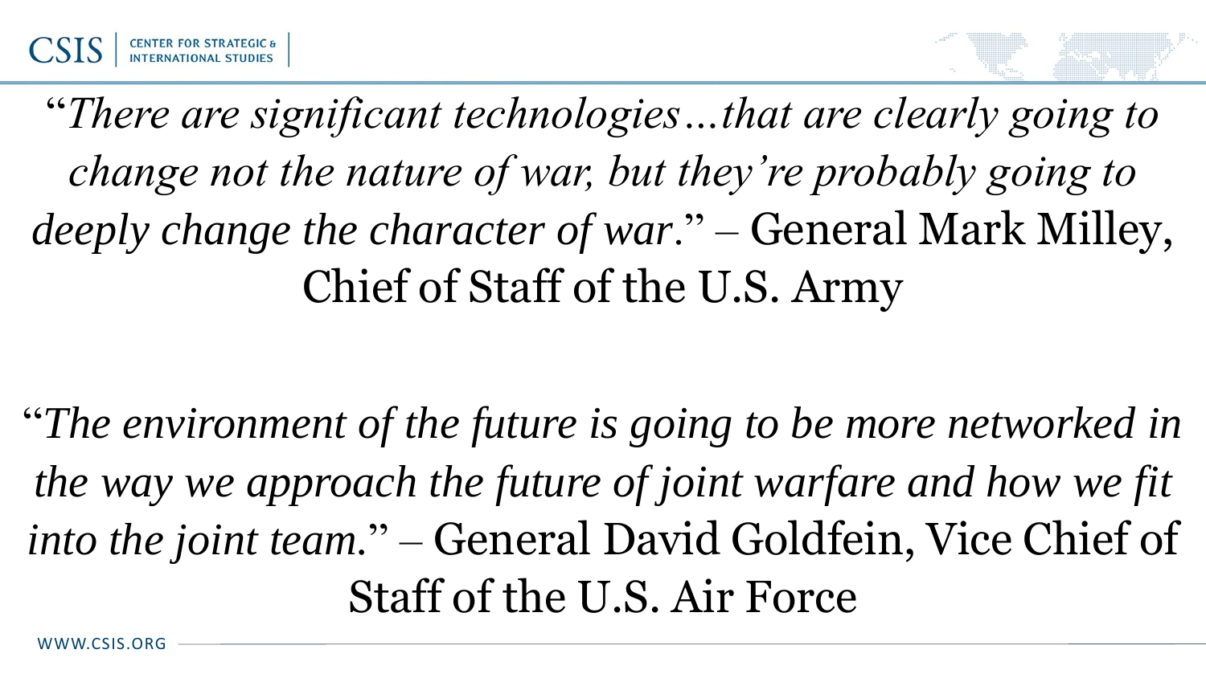"*There are significant technologies…that are clearly going to change not the nature of war, but they're probably going to deeply change the character of war.*" – General Mark Milley, Chief of Staff of the U.S. Army

"*The environment of the future is going to be more networked in the way we approach the future of joint warfare and how we fit into the joint team.*" – General David Goldfein, Vice Chief of Staff of the U.S. Air Force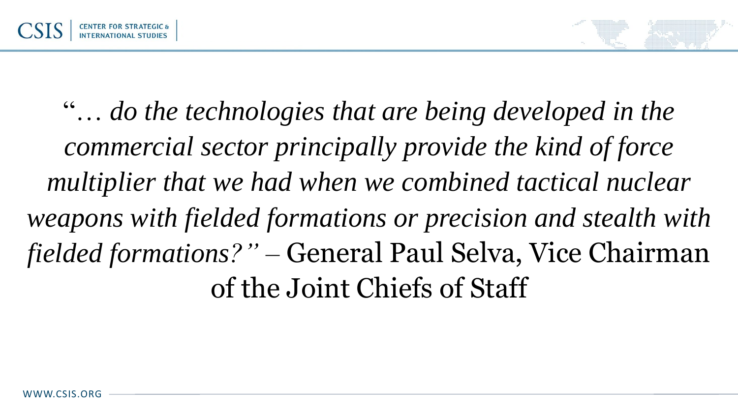"*… do the technologies that are being developed in the commercial sector principally provide the kind of force multiplier that we had when we combined tactical nuclear weapons with fielded formations or precision and stealth with fielded formations?*" – General Paul Selva, Vice Chairman of the Joint Chiefs of Staff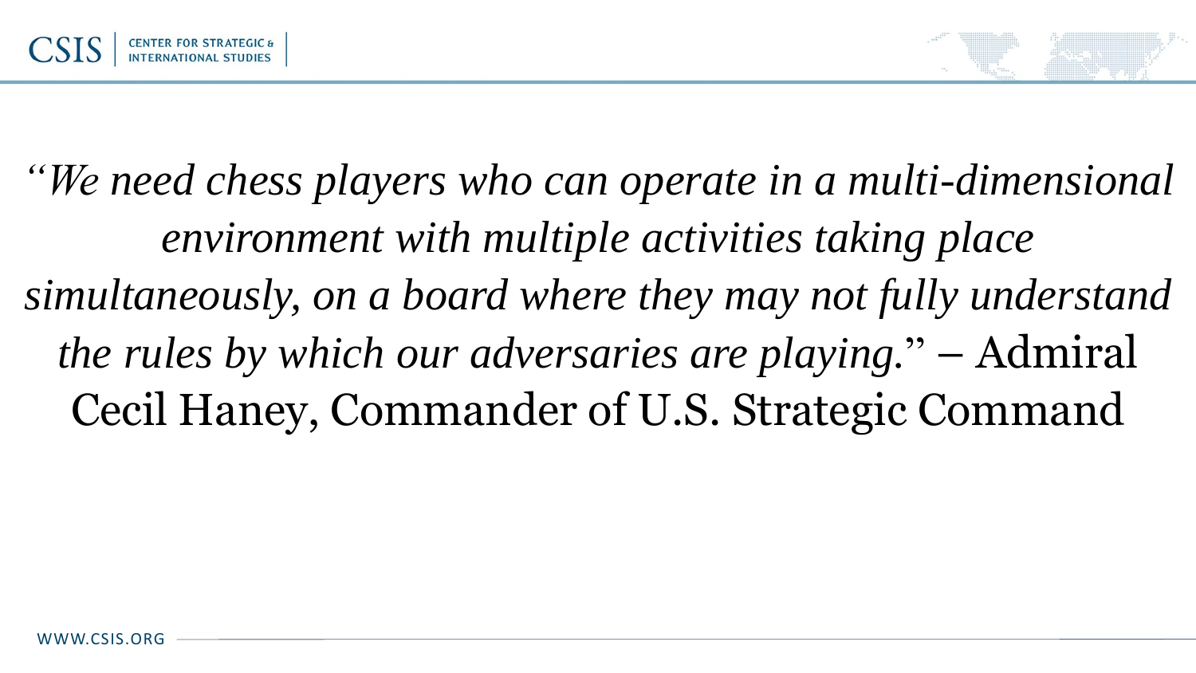*"We need chess players who can operate in a multi-dimensional environment with multiple activities taking place simultaneously, on a board where they may not fully understand the rules by which our adversaries are playing.*" – Admiral Cecil Haney, Commander of U.S. Strategic Command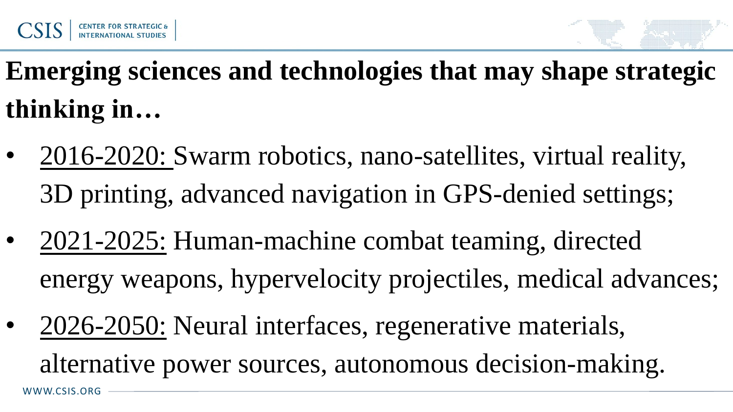# Emerging sciences and technologies that may shape strategic thinking in…

- 2016-2020: Swarm robotics, nano-satellites, virtual reality, 3D printing, advanced navigation in GPS-denied settings;
- 2021-2025: Human-machine combat teaming, directed energy weapons, hypervelocity projectiles, medical advances;
- 2026-2050: Neural interfaces, regenerative materials, alternative power sources, autonomous decision-making.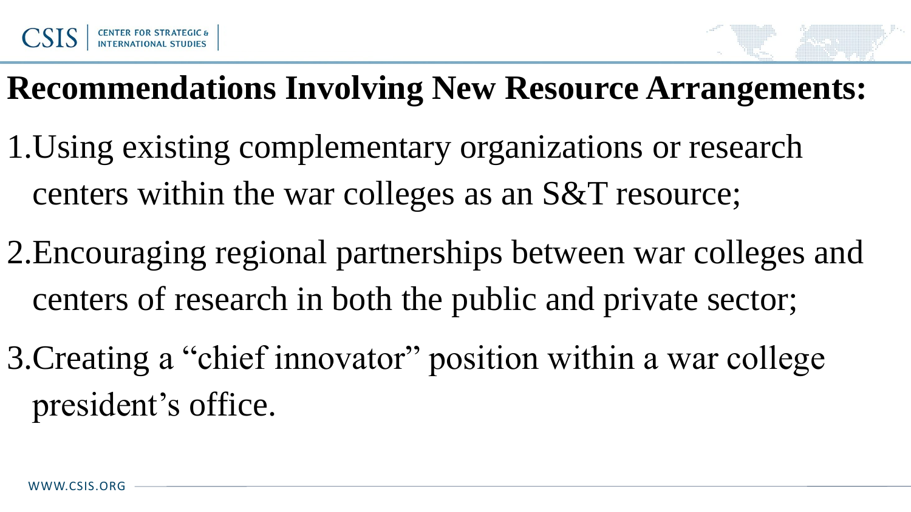## Recommendations Involving New Resource Arrangements:

1. Using existing complementary organizations or research centers within the war colleges as an S&T resource;
2. Encouraging regional partnerships between war colleges and centers of research in both the public and private sector;
3. Creating a "chief innovator" position within a war college president's office.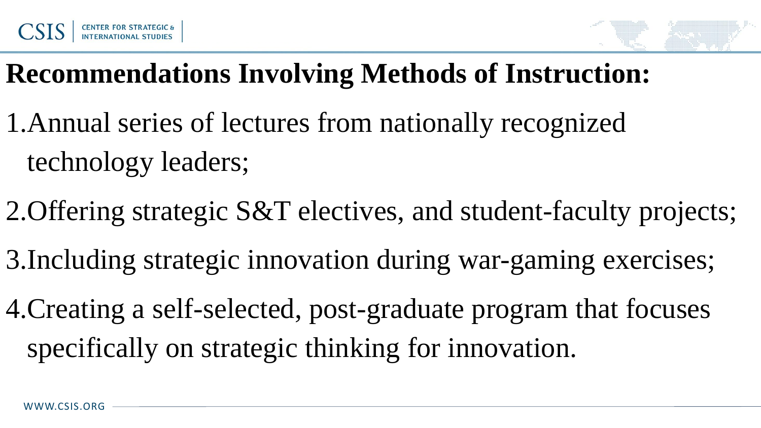# Recommendations Involving Methods of Instruction:

1. Annual series of lectures from nationally recognized technology leaders;
2. Offering strategic S&T electives, and student-faculty projects;
3. Including strategic innovation during war-gaming exercises;
4. Creating a self-selected, post-graduate program that focuses specifically on strategic thinking for innovation.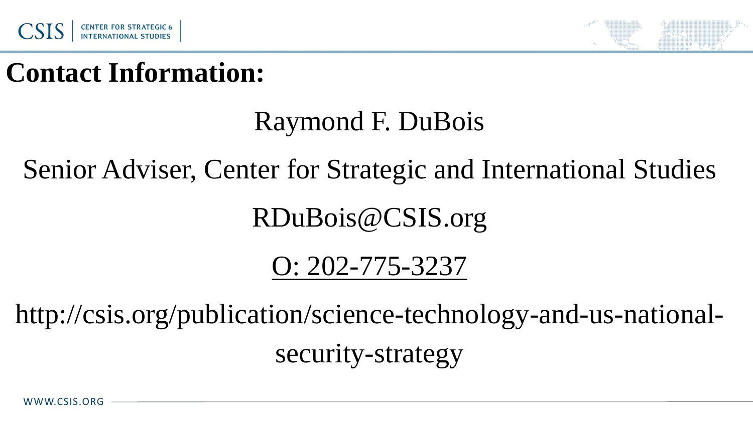# Contact Information:

Raymond F. DuBois

Senior Adviser, Center for Strategic and International Studies

RDuBois@CSIS.org

O: 202-775-3237

http://csis.org/publication/science-technology-and-us-national-security-strategy